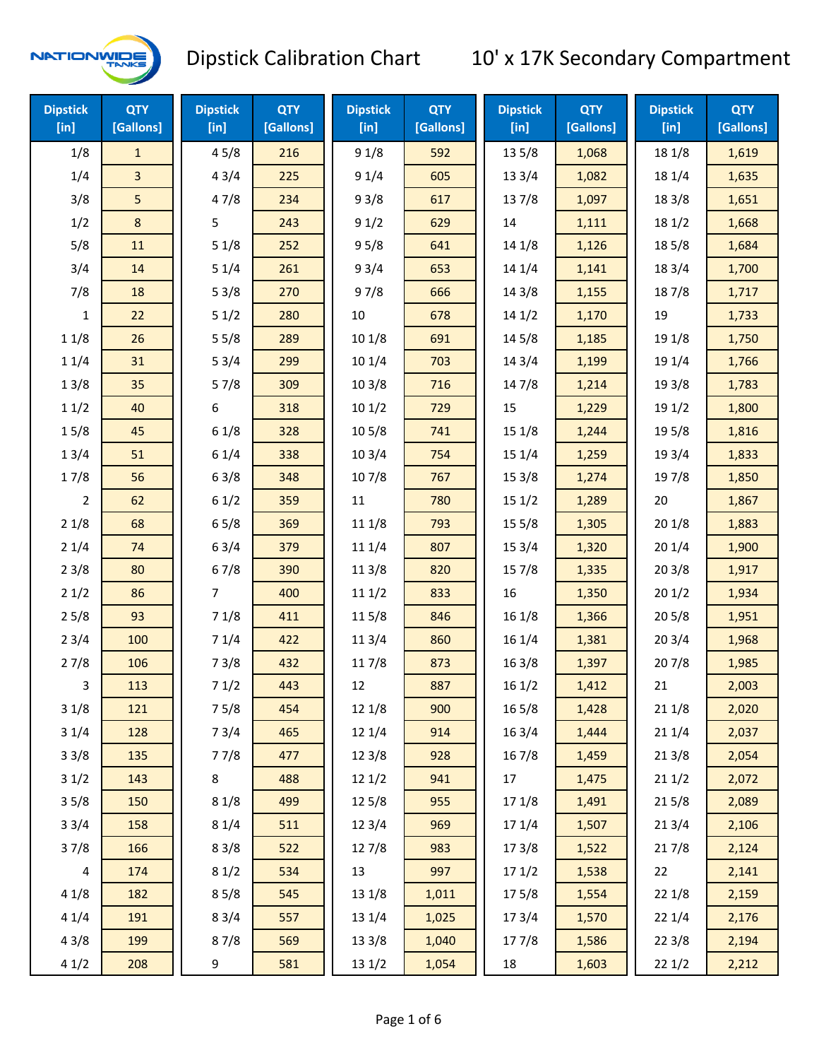# Dipstick Calibration Chart

## 10' x 17K Secondary Compartment

| Dipstick [in] | QTY [Gallons] |
|---|---|
| 1/8 | 1 |
| 1/4 | 3 |
| 3/8 | 5 |
| 1/2 | 8 |
| 5/8 | 11 |
| 3/4 | 14 |
| 7/8 | 18 |
| 1 | 22 |
| 1 1/8 | 26 |
| 1 1/4 | 31 |
| 1 3/8 | 35 |
| 1 1/2 | 40 |
| 1 5/8 | 45 |
| 1 3/4 | 51 |
| 1 7/8 | 56 |
| 2 | 62 |
| 2 1/8 | 68 |
| 2 1/4 | 74 |
| 2 3/8 | 80 |
| 2 1/2 | 86 |
| 2 5/8 | 93 |
| 2 3/4 | 100 |
| 2 7/8 | 106 |
| 3 | 113 |
| 3 1/8 | 121 |
| 3 1/4 | 128 |
| 3 3/8 | 135 |
| 3 1/2 | 143 |
| 3 5/8 | 150 |
| 3 3/4 | 158 |
| 3 7/8 | 166 |
| 4 | 174 |
| 4 1/8 | 182 |
| 4 1/4 | 191 |
| 4 3/8 | 199 |
| 4 1/2 | 208 |
| 4 5/8 | 216 |
| 4 3/4 | 225 |
| 4 7/8 | 234 |
| 5 | 243 |
| 5 1/8 | 252 |
| 5 1/4 | 261 |
| 5 3/8 | 270 |
| 5 1/2 | 280 |
| 5 5/8 | 289 |
| 5 3/4 | 299 |
| 5 7/8 | 309 |
| 6 | 318 |
| 6 1/8 | 328 |
| 6 1/4 | 338 |
| 6 3/8 | 348 |
| 6 1/2 | 359 |
| 6 5/8 | 369 |
| 6 3/4 | 379 |
| 6 7/8 | 390 |
| 7 | 400 |
| 7 1/8 | 411 |
| 7 1/4 | 422 |
| 7 3/8 | 432 |
| 7 1/2 | 443 |
| 7 5/8 | 454 |
| 7 3/4 | 465 |
| 7 7/8 | 477 |
| 8 | 488 |
| 8 1/8 | 499 |
| 8 1/4 | 511 |
| 8 3/8 | 522 |
| 8 1/2 | 534 |
| 8 5/8 | 545 |
| 8 3/4 | 557 |
| 8 7/8 | 569 |
| 9 | 581 |
| 9 1/8 | 592 |
| 9 1/4 | 605 |
| 9 3/8 | 617 |
| 9 1/2 | 629 |
| 9 5/8 | 641 |
| 9 3/4 | 653 |
| 9 7/8 | 666 |
| 10 | 678 |
| 10 1/8 | 691 |
| 10 1/4 | 703 |
| 10 3/8 | 716 |
| 10 1/2 | 729 |
| 10 5/8 | 741 |
| 10 3/4 | 754 |
| 10 7/8 | 767 |
| 11 | 780 |
| 11 1/8 | 793 |
| 11 1/4 | 807 |
| 11 3/8 | 820 |
| 11 1/2 | 833 |
| 11 5/8 | 846 |
| 11 3/4 | 860 |
| 11 7/8 | 873 |
| 12 | 887 |
| 12 1/8 | 900 |
| 12 1/4 | 914 |
| 12 3/8 | 928 |
| 12 1/2 | 941 |
| 12 5/8 | 955 |
| 12 3/4 | 969 |
| 12 7/8 | 983 |
| 13 | 997 |
| 13 1/8 | 1,011 |
| 13 1/4 | 1,025 |
| 13 3/8 | 1,040 |
| 13 1/2 | 1,054 |
| 13 5/8 | 1,068 |
| 13 3/4 | 1,082 |
| 13 7/8 | 1,097 |
| 14 | 1,111 |
| 14 1/8 | 1,126 |
| 14 1/4 | 1,141 |
| 14 3/8 | 1,155 |
| 14 1/2 | 1,170 |
| 14 5/8 | 1,185 |
| 14 3/4 | 1,199 |
| 14 7/8 | 1,214 |
| 15 | 1,229 |
| 15 1/8 | 1,244 |
| 15 1/4 | 1,259 |
| 15 3/8 | 1,274 |
| 15 1/2 | 1,289 |
| 15 5/8 | 1,305 |
| 15 3/4 | 1,320 |
| 15 7/8 | 1,335 |
| 16 | 1,350 |
| 16 1/8 | 1,366 |
| 16 1/4 | 1,381 |
| 16 3/8 | 1,397 |
| 16 1/2 | 1,412 |
| 16 5/8 | 1,428 |
| 16 3/4 | 1,444 |
| 16 7/8 | 1,459 |
| 17 | 1,475 |
| 17 1/8 | 1,491 |
| 17 1/4 | 1,507 |
| 17 3/8 | 1,522 |
| 17 1/2 | 1,538 |
| 17 5/8 | 1,554 |
| 17 3/4 | 1,570 |
| 17 7/8 | 1,586 |
| 18 | 1,603 |
| 18 1/8 | 1,619 |
| 18 1/4 | 1,635 |
| 18 3/8 | 1,651 |
| 18 1/2 | 1,668 |
| 18 5/8 | 1,684 |
| 18 3/4 | 1,700 |
| 18 7/8 | 1,717 |
| 19 | 1,733 |
| 19 1/8 | 1,750 |
| 19 1/4 | 1,766 |
| 19 3/8 | 1,783 |
| 19 1/2 | 1,800 |
| 19 5/8 | 1,816 |
| 19 3/4 | 1,833 |
| 19 7/8 | 1,850 |
| 20 | 1,867 |
| 20 1/8 | 1,883 |
| 20 1/4 | 1,900 |
| 20 3/8 | 1,917 |
| 20 1/2 | 1,934 |
| 20 5/8 | 1,951 |
| 20 3/4 | 1,968 |
| 20 7/8 | 1,985 |
| 21 | 2,003 |
| 21 1/8 | 2,020 |
| 21 1/4 | 2,037 |
| 21 3/8 | 2,054 |
| 21 1/2 | 2,072 |
| 21 5/8 | 2,089 |
| 21 3/4 | 2,106 |
| 21 7/8 | 2,124 |
| 22 | 2,141 |
| 22 1/8 | 2,159 |
| 22 1/4 | 2,176 |
| 22 3/8 | 2,194 |
| 22 1/2 | 2,212 |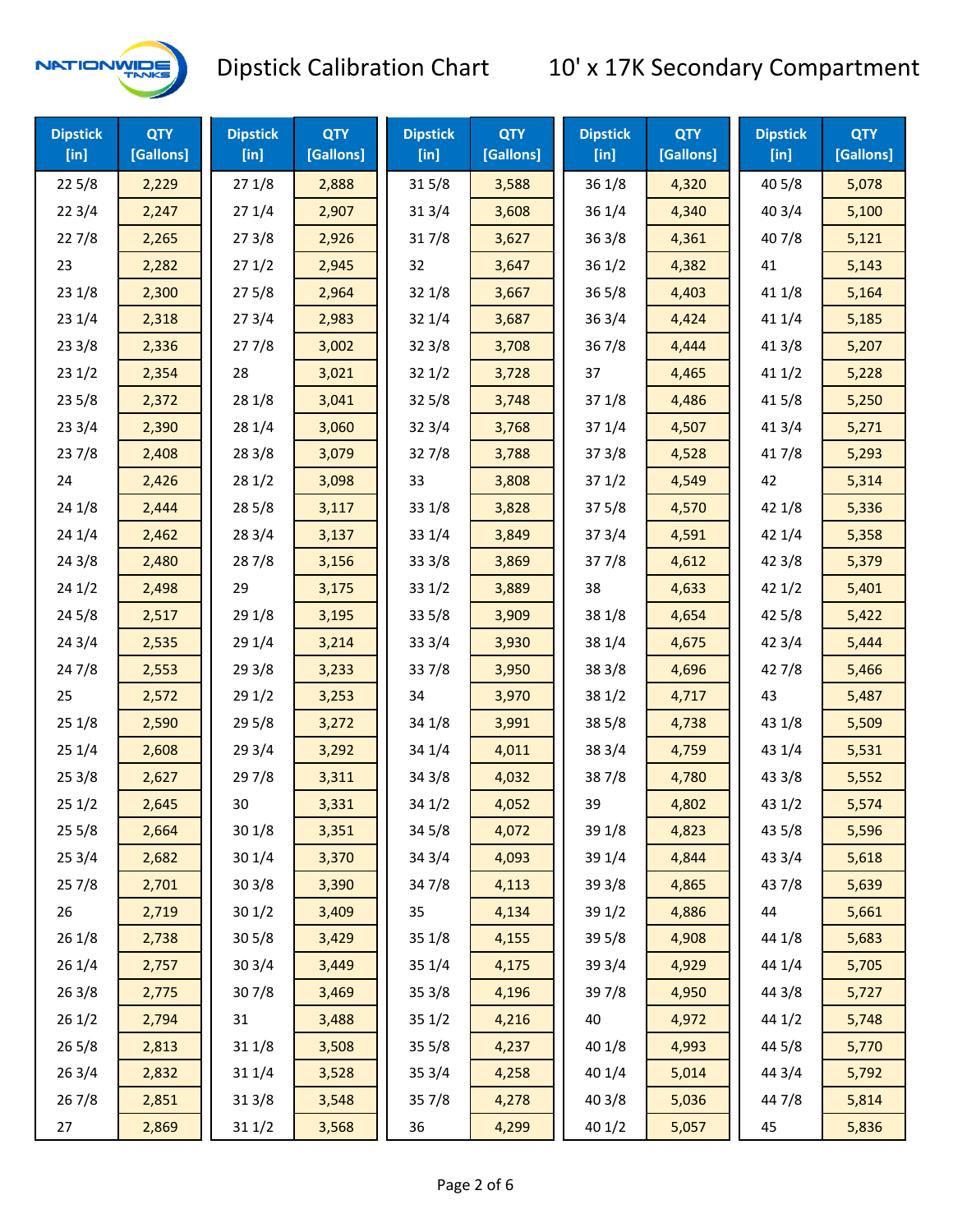# Dipstick Calibration Chart — 10' x 17K Secondary Compartment

| Dipstick [in] | QTY [Gallons] | Dipstick [in] | QTY [Gallons] | Dipstick [in] | QTY [Gallons] | Dipstick [in] | QTY [Gallons] | Dipstick [in] | QTY [Gallons] |
|---|---|---|---|---|---|---|---|---|---|
| 22 5/8 | 2,229 | 27 1/8 | 2,888 | 31 5/8 | 3,588 | 36 1/8 | 4,320 | 40 5/8 | 5,078 |
| 22 3/4 | 2,247 | 27 1/4 | 2,907 | 31 3/4 | 3,608 | 36 1/4 | 4,340 | 40 3/4 | 5,100 |
| 22 7/8 | 2,265 | 27 3/8 | 2,926 | 31 7/8 | 3,627 | 36 3/8 | 4,361 | 40 7/8 | 5,121 |
| 23 | 2,282 | 27 1/2 | 2,945 | 32 | 3,647 | 36 1/2 | 4,382 | 41 | 5,143 |
| 23 1/8 | 2,300 | 27 5/8 | 2,964 | 32 1/8 | 3,667 | 36 5/8 | 4,403 | 41 1/8 | 5,164 |
| 23 1/4 | 2,318 | 27 3/4 | 2,983 | 32 1/4 | 3,687 | 36 3/4 | 4,424 | 41 1/4 | 5,185 |
| 23 3/8 | 2,336 | 27 7/8 | 3,002 | 32 3/8 | 3,708 | 36 7/8 | 4,444 | 41 3/8 | 5,207 |
| 23 1/2 | 2,354 | 28 | 3,021 | 32 1/2 | 3,728 | 37 | 4,465 | 41 1/2 | 5,228 |
| 23 5/8 | 2,372 | 28 1/8 | 3,041 | 32 5/8 | 3,748 | 37 1/8 | 4,486 | 41 5/8 | 5,250 |
| 23 3/4 | 2,390 | 28 1/4 | 3,060 | 32 3/4 | 3,768 | 37 1/4 | 4,507 | 41 3/4 | 5,271 |
| 23 7/8 | 2,408 | 28 3/8 | 3,079 | 32 7/8 | 3,788 | 37 3/8 | 4,528 | 41 7/8 | 5,293 |
| 24 | 2,426 | 28 1/2 | 3,098 | 33 | 3,808 | 37 1/2 | 4,549 | 42 | 5,314 |
| 24 1/8 | 2,444 | 28 5/8 | 3,117 | 33 1/8 | 3,828 | 37 5/8 | 4,570 | 42 1/8 | 5,336 |
| 24 1/4 | 2,462 | 28 3/4 | 3,137 | 33 1/4 | 3,849 | 37 3/4 | 4,591 | 42 1/4 | 5,358 |
| 24 3/8 | 2,480 | 28 7/8 | 3,156 | 33 3/8 | 3,869 | 37 7/8 | 4,612 | 42 3/8 | 5,379 |
| 24 1/2 | 2,498 | 29 | 3,175 | 33 1/2 | 3,889 | 38 | 4,633 | 42 1/2 | 5,401 |
| 24 5/8 | 2,517 | 29 1/8 | 3,195 | 33 5/8 | 3,909 | 38 1/8 | 4,654 | 42 5/8 | 5,422 |
| 24 3/4 | 2,535 | 29 1/4 | 3,214 | 33 3/4 | 3,930 | 38 1/4 | 4,675 | 42 3/4 | 5,444 |
| 24 7/8 | 2,553 | 29 3/8 | 3,233 | 33 7/8 | 3,950 | 38 3/8 | 4,696 | 42 7/8 | 5,466 |
| 25 | 2,572 | 29 1/2 | 3,253 | 34 | 3,970 | 38 1/2 | 4,717 | 43 | 5,487 |
| 25 1/8 | 2,590 | 29 5/8 | 3,272 | 34 1/8 | 3,991 | 38 5/8 | 4,738 | 43 1/8 | 5,509 |
| 25 1/4 | 2,608 | 29 3/4 | 3,292 | 34 1/4 | 4,011 | 38 3/4 | 4,759 | 43 1/4 | 5,531 |
| 25 3/8 | 2,627 | 29 7/8 | 3,311 | 34 3/8 | 4,032 | 38 7/8 | 4,780 | 43 3/8 | 5,552 |
| 25 1/2 | 2,645 | 30 | 3,331 | 34 1/2 | 4,052 | 39 | 4,802 | 43 1/2 | 5,574 |
| 25 5/8 | 2,664 | 30 1/8 | 3,351 | 34 5/8 | 4,072 | 39 1/8 | 4,823 | 43 5/8 | 5,596 |
| 25 3/4 | 2,682 | 30 1/4 | 3,370 | 34 3/4 | 4,093 | 39 1/4 | 4,844 | 43 3/4 | 5,618 |
| 25 7/8 | 2,701 | 30 3/8 | 3,390 | 34 7/8 | 4,113 | 39 3/8 | 4,865 | 43 7/8 | 5,639 |
| 26 | 2,719 | 30 1/2 | 3,409 | 35 | 4,134 | 39 1/2 | 4,886 | 44 | 5,661 |
| 26 1/8 | 2,738 | 30 5/8 | 3,429 | 35 1/8 | 4,155 | 39 5/8 | 4,908 | 44 1/8 | 5,683 |
| 26 1/4 | 2,757 | 30 3/4 | 3,449 | 35 1/4 | 4,175 | 39 3/4 | 4,929 | 44 1/4 | 5,705 |
| 26 3/8 | 2,775 | 30 7/8 | 3,469 | 35 3/8 | 4,196 | 39 7/8 | 4,950 | 44 3/8 | 5,727 |
| 26 1/2 | 2,794 | 31 | 3,488 | 35 1/2 | 4,216 | 40 | 4,972 | 44 1/2 | 5,748 |
| 26 5/8 | 2,813 | 31 1/8 | 3,508 | 35 5/8 | 4,237 | 40 1/8 | 4,993 | 44 5/8 | 5,770 |
| 26 3/4 | 2,832 | 31 1/4 | 3,528 | 35 3/4 | 4,258 | 40 1/4 | 5,014 | 44 3/4 | 5,792 |
| 26 7/8 | 2,851 | 31 3/8 | 3,548 | 35 7/8 | 4,278 | 40 3/8 | 5,036 | 44 7/8 | 5,814 |
| 27 | 2,869 | 31 1/2 | 3,568 | 36 | 4,299 | 40 1/2 | 5,057 | 45 | 5,836 |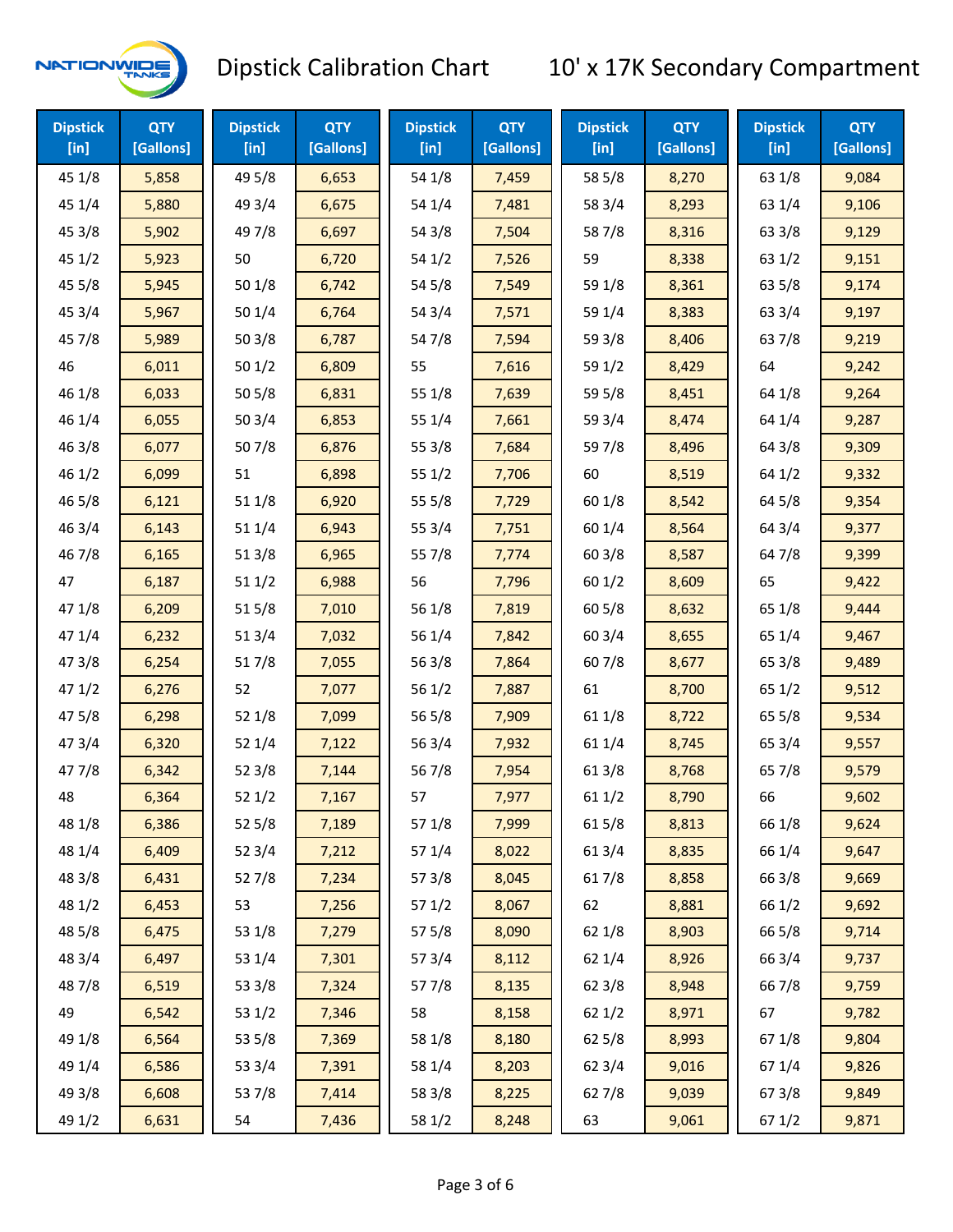# Dipstick Calibration Chart

## 10' x 17K Secondary Compartment

| Dipstick [in] | QTY [Gallons] | Dipstick [in] | QTY [Gallons] | Dipstick [in] | QTY [Gallons] | Dipstick [in] | QTY [Gallons] | Dipstick [in] | QTY [Gallons] |
|---|---|---|---|---|---|---|---|---|---|
| 45 1/8 | 5,858 | 49 5/8 | 6,653 | 54 1/8 | 7,459 | 58 5/8 | 8,270 | 63 1/8 | 9,084 |
| 45 1/4 | 5,880 | 49 3/4 | 6,675 | 54 1/4 | 7,481 | 58 3/4 | 8,293 | 63 1/4 | 9,106 |
| 45 3/8 | 5,902 | 49 7/8 | 6,697 | 54 3/8 | 7,504 | 58 7/8 | 8,316 | 63 3/8 | 9,129 |
| 45 1/2 | 5,923 | 50 | 6,720 | 54 1/2 | 7,526 | 59 | 8,338 | 63 1/2 | 9,151 |
| 45 5/8 | 5,945 | 50 1/8 | 6,742 | 54 5/8 | 7,549 | 59 1/8 | 8,361 | 63 5/8 | 9,174 |
| 45 3/4 | 5,967 | 50 1/4 | 6,764 | 54 3/4 | 7,571 | 59 1/4 | 8,383 | 63 3/4 | 9,197 |
| 45 7/8 | 5,989 | 50 3/8 | 6,787 | 54 7/8 | 7,594 | 59 3/8 | 8,406 | 63 7/8 | 9,219 |
| 46 | 6,011 | 50 1/2 | 6,809 | 55 | 7,616 | 59 1/2 | 8,429 | 64 | 9,242 |
| 46 1/8 | 6,033 | 50 5/8 | 6,831 | 55 1/8 | 7,639 | 59 5/8 | 8,451 | 64 1/8 | 9,264 |
| 46 1/4 | 6,055 | 50 3/4 | 6,853 | 55 1/4 | 7,661 | 59 3/4 | 8,474 | 64 1/4 | 9,287 |
| 46 3/8 | 6,077 | 50 7/8 | 6,876 | 55 3/8 | 7,684 | 59 7/8 | 8,496 | 64 3/8 | 9,309 |
| 46 1/2 | 6,099 | 51 | 6,898 | 55 1/2 | 7,706 | 60 | 8,519 | 64 1/2 | 9,332 |
| 46 5/8 | 6,121 | 51 1/8 | 6,920 | 55 5/8 | 7,729 | 60 1/8 | 8,542 | 64 5/8 | 9,354 |
| 46 3/4 | 6,143 | 51 1/4 | 6,943 | 55 3/4 | 7,751 | 60 1/4 | 8,564 | 64 3/4 | 9,377 |
| 46 7/8 | 6,165 | 51 3/8 | 6,965 | 55 7/8 | 7,774 | 60 3/8 | 8,587 | 64 7/8 | 9,399 |
| 47 | 6,187 | 51 1/2 | 6,988 | 56 | 7,796 | 60 1/2 | 8,609 | 65 | 9,422 |
| 47 1/8 | 6,209 | 51 5/8 | 7,010 | 56 1/8 | 7,819 | 60 5/8 | 8,632 | 65 1/8 | 9,444 |
| 47 1/4 | 6,232 | 51 3/4 | 7,032 | 56 1/4 | 7,842 | 60 3/4 | 8,655 | 65 1/4 | 9,467 |
| 47 3/8 | 6,254 | 51 7/8 | 7,055 | 56 3/8 | 7,864 | 60 7/8 | 8,677 | 65 3/8 | 9,489 |
| 47 1/2 | 6,276 | 52 | 7,077 | 56 1/2 | 7,887 | 61 | 8,700 | 65 1/2 | 9,512 |
| 47 5/8 | 6,298 | 52 1/8 | 7,099 | 56 5/8 | 7,909 | 61 1/8 | 8,722 | 65 5/8 | 9,534 |
| 47 3/4 | 6,320 | 52 1/4 | 7,122 | 56 3/4 | 7,932 | 61 1/4 | 8,745 | 65 3/4 | 9,557 |
| 47 7/8 | 6,342 | 52 3/8 | 7,144 | 56 7/8 | 7,954 | 61 3/8 | 8,768 | 65 7/8 | 9,579 |
| 48 | 6,364 | 52 1/2 | 7,167 | 57 | 7,977 | 61 1/2 | 8,790 | 66 | 9,602 |
| 48 1/8 | 6,386 | 52 5/8 | 7,189 | 57 1/8 | 7,999 | 61 5/8 | 8,813 | 66 1/8 | 9,624 |
| 48 1/4 | 6,409 | 52 3/4 | 7,212 | 57 1/4 | 8,022 | 61 3/4 | 8,835 | 66 1/4 | 9,647 |
| 48 3/8 | 6,431 | 52 7/8 | 7,234 | 57 3/8 | 8,045 | 61 7/8 | 8,858 | 66 3/8 | 9,669 |
| 48 1/2 | 6,453 | 53 | 7,256 | 57 1/2 | 8,067 | 62 | 8,881 | 66 1/2 | 9,692 |
| 48 5/8 | 6,475 | 53 1/8 | 7,279 | 57 5/8 | 8,090 | 62 1/8 | 8,903 | 66 5/8 | 9,714 |
| 48 3/4 | 6,497 | 53 1/4 | 7,301 | 57 3/4 | 8,112 | 62 1/4 | 8,926 | 66 3/4 | 9,737 |
| 48 7/8 | 6,519 | 53 3/8 | 7,324 | 57 7/8 | 8,135 | 62 3/8 | 8,948 | 66 7/8 | 9,759 |
| 49 | 6,542 | 53 1/2 | 7,346 | 58 | 8,158 | 62 1/2 | 8,971 | 67 | 9,782 |
| 49 1/8 | 6,564 | 53 5/8 | 7,369 | 58 1/8 | 8,180 | 62 5/8 | 8,993 | 67 1/8 | 9,804 |
| 49 1/4 | 6,586 | 53 3/4 | 7,391 | 58 1/4 | 8,203 | 62 3/4 | 9,016 | 67 1/4 | 9,826 |
| 49 3/8 | 6,608 | 53 7/8 | 7,414 | 58 3/8 | 8,225 | 62 7/8 | 9,039 | 67 3/8 | 9,849 |
| 49 1/2 | 6,631 | 54 | 7,436 | 58 1/2 | 8,248 | 63 | 9,061 | 67 1/2 | 9,871 |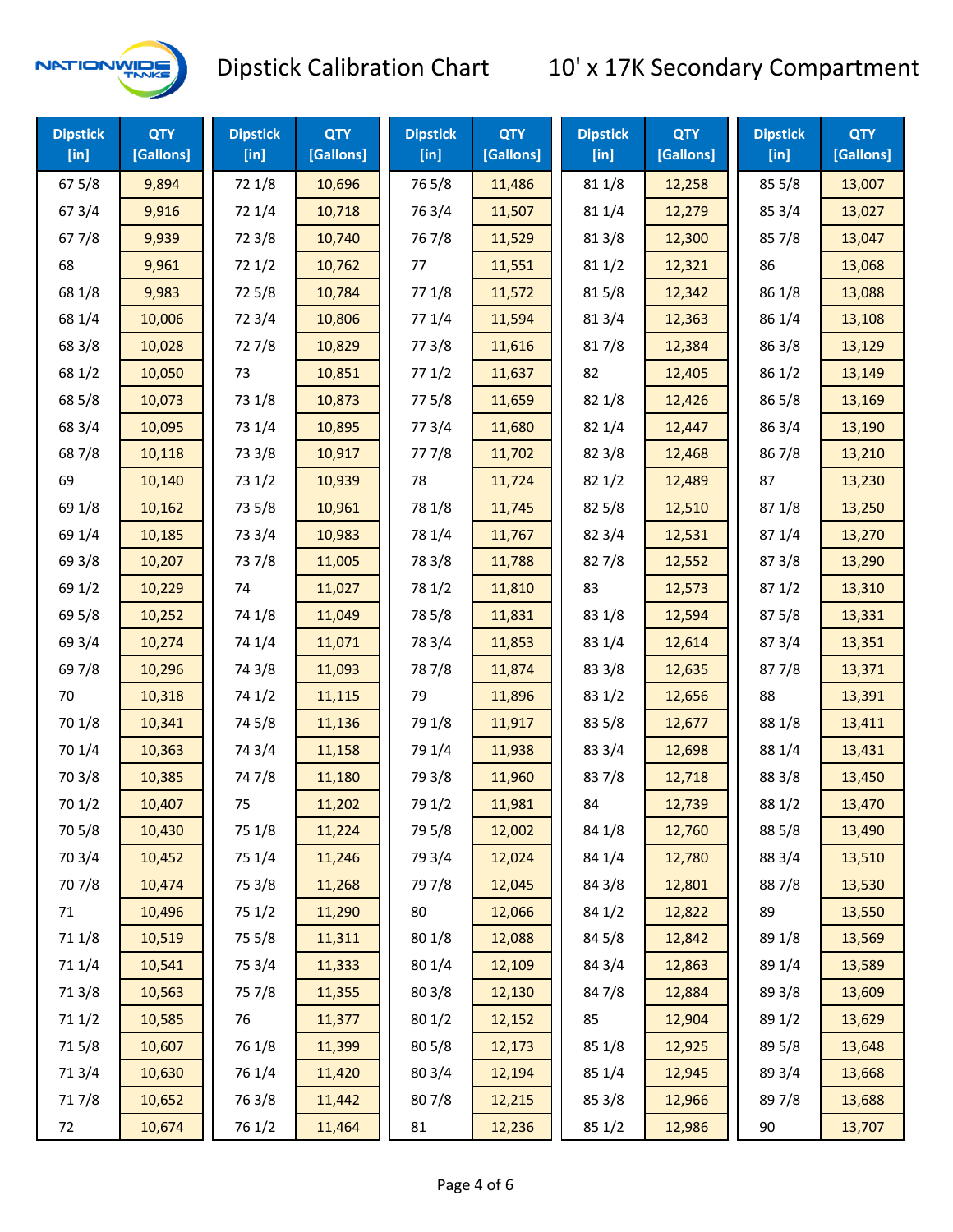# Dipstick Calibration Chart — 10' x 17K Secondary Compartment

| Dipstick [in] | QTY [Gallons] |
|---|---|
| 67 5/8 | 9,894 |
| 67 3/4 | 9,916 |
| 67 7/8 | 9,939 |
| 68 | 9,961 |
| 68 1/8 | 9,983 |
| 68 1/4 | 10,006 |
| 68 3/8 | 10,028 |
| 68 1/2 | 10,050 |
| 68 5/8 | 10,073 |
| 68 3/4 | 10,095 |
| 68 7/8 | 10,118 |
| 69 | 10,140 |
| 69 1/8 | 10,162 |
| 69 1/4 | 10,185 |
| 69 3/8 | 10,207 |
| 69 1/2 | 10,229 |
| 69 5/8 | 10,252 |
| 69 3/4 | 10,274 |
| 69 7/8 | 10,296 |
| 70 | 10,318 |
| 70 1/8 | 10,341 |
| 70 1/4 | 10,363 |
| 70 3/8 | 10,385 |
| 70 1/2 | 10,407 |
| 70 5/8 | 10,430 |
| 70 3/4 | 10,452 |
| 70 7/8 | 10,474 |
| 71 | 10,496 |
| 71 1/8 | 10,519 |
| 71 1/4 | 10,541 |
| 71 3/8 | 10,563 |
| 71 1/2 | 10,585 |
| 71 5/8 | 10,607 |
| 71 3/4 | 10,630 |
| 71 7/8 | 10,652 |
| 72 | 10,674 |
| 72 1/8 | 10,696 |
| 72 1/4 | 10,718 |
| 72 3/8 | 10,740 |
| 72 1/2 | 10,762 |
| 72 5/8 | 10,784 |
| 72 3/4 | 10,806 |
| 72 7/8 | 10,829 |
| 73 | 10,851 |
| 73 1/8 | 10,873 |
| 73 1/4 | 10,895 |
| 73 3/8 | 10,917 |
| 73 1/2 | 10,939 |
| 73 5/8 | 10,961 |
| 73 3/4 | 10,983 |
| 73 7/8 | 11,005 |
| 74 | 11,027 |
| 74 1/8 | 11,049 |
| 74 1/4 | 11,071 |
| 74 3/8 | 11,093 |
| 74 1/2 | 11,115 |
| 74 5/8 | 11,136 |
| 74 3/4 | 11,158 |
| 74 7/8 | 11,180 |
| 75 | 11,202 |
| 75 1/8 | 11,224 |
| 75 1/4 | 11,246 |
| 75 3/8 | 11,268 |
| 75 1/2 | 11,290 |
| 75 5/8 | 11,311 |
| 75 3/4 | 11,333 |
| 75 7/8 | 11,355 |
| 76 | 11,377 |
| 76 1/8 | 11,399 |
| 76 1/4 | 11,420 |
| 76 3/8 | 11,442 |
| 76 1/2 | 11,464 |
| 76 5/8 | 11,486 |
| 76 3/4 | 11,507 |
| 76 7/8 | 11,529 |
| 77 | 11,551 |
| 77 1/8 | 11,572 |
| 77 1/4 | 11,594 |
| 77 3/8 | 11,616 |
| 77 1/2 | 11,637 |
| 77 5/8 | 11,659 |
| 77 3/4 | 11,680 |
| 77 7/8 | 11,702 |
| 78 | 11,724 |
| 78 1/8 | 11,745 |
| 78 1/4 | 11,767 |
| 78 3/8 | 11,788 |
| 78 1/2 | 11,810 |
| 78 5/8 | 11,831 |
| 78 3/4 | 11,853 |
| 78 7/8 | 11,874 |
| 79 | 11,896 |
| 79 1/8 | 11,917 |
| 79 1/4 | 11,938 |
| 79 3/8 | 11,960 |
| 79 1/2 | 11,981 |
| 79 5/8 | 12,002 |
| 79 3/4 | 12,024 |
| 79 7/8 | 12,045 |
| 80 | 12,066 |
| 80 1/8 | 12,088 |
| 80 1/4 | 12,109 |
| 80 3/8 | 12,130 |
| 80 1/2 | 12,152 |
| 80 5/8 | 12,173 |
| 80 3/4 | 12,194 |
| 80 7/8 | 12,215 |
| 81 | 12,236 |
| 81 1/8 | 12,258 |
| 81 1/4 | 12,279 |
| 81 3/8 | 12,300 |
| 81 1/2 | 12,321 |
| 81 5/8 | 12,342 |
| 81 3/4 | 12,363 |
| 81 7/8 | 12,384 |
| 82 | 12,405 |
| 82 1/8 | 12,426 |
| 82 1/4 | 12,447 |
| 82 3/8 | 12,468 |
| 82 1/2 | 12,489 |
| 82 5/8 | 12,510 |
| 82 3/4 | 12,531 |
| 82 7/8 | 12,552 |
| 83 | 12,573 |
| 83 1/8 | 12,594 |
| 83 1/4 | 12,614 |
| 83 3/8 | 12,635 |
| 83 1/2 | 12,656 |
| 83 5/8 | 12,677 |
| 83 3/4 | 12,698 |
| 83 7/8 | 12,718 |
| 84 | 12,739 |
| 84 1/8 | 12,760 |
| 84 1/4 | 12,780 |
| 84 3/8 | 12,801 |
| 84 1/2 | 12,822 |
| 84 5/8 | 12,842 |
| 84 3/4 | 12,863 |
| 84 7/8 | 12,884 |
| 85 | 12,904 |
| 85 1/8 | 12,925 |
| 85 1/4 | 12,945 |
| 85 3/8 | 12,966 |
| 85 1/2 | 12,986 |
| 85 5/8 | 13,007 |
| 85 3/4 | 13,027 |
| 85 7/8 | 13,047 |
| 86 | 13,068 |
| 86 1/8 | 13,088 |
| 86 1/4 | 13,108 |
| 86 3/8 | 13,129 |
| 86 1/2 | 13,149 |
| 86 5/8 | 13,169 |
| 86 3/4 | 13,190 |
| 86 7/8 | 13,210 |
| 87 | 13,230 |
| 87 1/8 | 13,250 |
| 87 1/4 | 13,270 |
| 87 3/8 | 13,290 |
| 87 1/2 | 13,310 |
| 87 5/8 | 13,331 |
| 87 3/4 | 13,351 |
| 87 7/8 | 13,371 |
| 88 | 13,391 |
| 88 1/8 | 13,411 |
| 88 1/4 | 13,431 |
| 88 3/8 | 13,450 |
| 88 1/2 | 13,470 |
| 88 5/8 | 13,490 |
| 88 3/4 | 13,510 |
| 88 7/8 | 13,530 |
| 89 | 13,550 |
| 89 1/8 | 13,569 |
| 89 1/4 | 13,589 |
| 89 3/8 | 13,609 |
| 89 1/2 | 13,629 |
| 89 5/8 | 13,648 |
| 89 3/4 | 13,668 |
| 89 7/8 | 13,688 |
| 90 | 13,707 |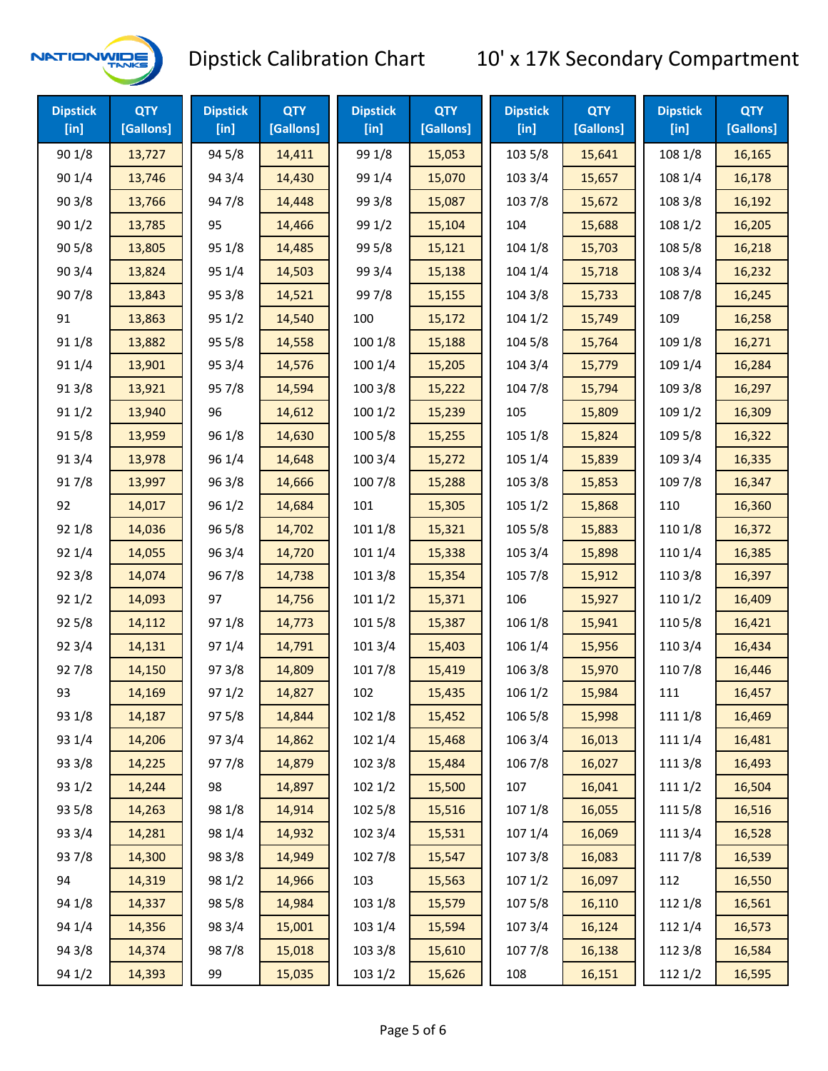# Dipstick Calibration Chart

## 10' x 17K Secondary Compartment

| Dipstick [in] | QTY [Gallons] | Dipstick [in] | QTY [Gallons] | Dipstick [in] | QTY [Gallons] | Dipstick [in] | QTY [Gallons] | Dipstick [in] | QTY [Gallons] |
|---|---|---|---|---|---|---|---|---|---|
| 90 1/8 | 13,727 | 94 5/8 | 14,411 | 99 1/8 | 15,053 | 103 5/8 | 15,641 | 108 1/8 | 16,165 |
| 90 1/4 | 13,746 | 94 3/4 | 14,430 | 99 1/4 | 15,070 | 103 3/4 | 15,657 | 108 1/4 | 16,178 |
| 90 3/8 | 13,766 | 94 7/8 | 14,448 | 99 3/8 | 15,087 | 103 7/8 | 15,672 | 108 3/8 | 16,192 |
| 90 1/2 | 13,785 | 95 | 14,466 | 99 1/2 | 15,104 | 104 | 15,688 | 108 1/2 | 16,205 |
| 90 5/8 | 13,805 | 95 1/8 | 14,485 | 99 5/8 | 15,121 | 104 1/8 | 15,703 | 108 5/8 | 16,218 |
| 90 3/4 | 13,824 | 95 1/4 | 14,503 | 99 3/4 | 15,138 | 104 1/4 | 15,718 | 108 3/4 | 16,232 |
| 90 7/8 | 13,843 | 95 3/8 | 14,521 | 99 7/8 | 15,155 | 104 3/8 | 15,733 | 108 7/8 | 16,245 |
| 91 | 13,863 | 95 1/2 | 14,540 | 100 | 15,172 | 104 1/2 | 15,749 | 109 | 16,258 |
| 91 1/8 | 13,882 | 95 5/8 | 14,558 | 100 1/8 | 15,188 | 104 5/8 | 15,764 | 109 1/8 | 16,271 |
| 91 1/4 | 13,901 | 95 3/4 | 14,576 | 100 1/4 | 15,205 | 104 3/4 | 15,779 | 109 1/4 | 16,284 |
| 91 3/8 | 13,921 | 95 7/8 | 14,594 | 100 3/8 | 15,222 | 104 7/8 | 15,794 | 109 3/8 | 16,297 |
| 91 1/2 | 13,940 | 96 | 14,612 | 100 1/2 | 15,239 | 105 | 15,809 | 109 1/2 | 16,309 |
| 91 5/8 | 13,959 | 96 1/8 | 14,630 | 100 5/8 | 15,255 | 105 1/8 | 15,824 | 109 5/8 | 16,322 |
| 91 3/4 | 13,978 | 96 1/4 | 14,648 | 100 3/4 | 15,272 | 105 1/4 | 15,839 | 109 3/4 | 16,335 |
| 91 7/8 | 13,997 | 96 3/8 | 14,666 | 100 7/8 | 15,288 | 105 3/8 | 15,853 | 109 7/8 | 16,347 |
| 92 | 14,017 | 96 1/2 | 14,684 | 101 | 15,305 | 105 1/2 | 15,868 | 110 | 16,360 |
| 92 1/8 | 14,036 | 96 5/8 | 14,702 | 101 1/8 | 15,321 | 105 5/8 | 15,883 | 110 1/8 | 16,372 |
| 92 1/4 | 14,055 | 96 3/4 | 14,720 | 101 1/4 | 15,338 | 105 3/4 | 15,898 | 110 1/4 | 16,385 |
| 92 3/8 | 14,074 | 96 7/8 | 14,738 | 101 3/8 | 15,354 | 105 7/8 | 15,912 | 110 3/8 | 16,397 |
| 92 1/2 | 14,093 | 97 | 14,756 | 101 1/2 | 15,371 | 106 | 15,927 | 110 1/2 | 16,409 |
| 92 5/8 | 14,112 | 97 1/8 | 14,773 | 101 5/8 | 15,387 | 106 1/8 | 15,941 | 110 5/8 | 16,421 |
| 92 3/4 | 14,131 | 97 1/4 | 14,791 | 101 3/4 | 15,403 | 106 1/4 | 15,956 | 110 3/4 | 16,434 |
| 92 7/8 | 14,150 | 97 3/8 | 14,809 | 101 7/8 | 15,419 | 106 3/8 | 15,970 | 110 7/8 | 16,446 |
| 93 | 14,169 | 97 1/2 | 14,827 | 102 | 15,435 | 106 1/2 | 15,984 | 111 | 16,457 |
| 93 1/8 | 14,187 | 97 5/8 | 14,844 | 102 1/8 | 15,452 | 106 5/8 | 15,998 | 111 1/8 | 16,469 |
| 93 1/4 | 14,206 | 97 3/4 | 14,862 | 102 1/4 | 15,468 | 106 3/4 | 16,013 | 111 1/4 | 16,481 |
| 93 3/8 | 14,225 | 97 7/8 | 14,879 | 102 3/8 | 15,484 | 106 7/8 | 16,027 | 111 3/8 | 16,493 |
| 93 1/2 | 14,244 | 98 | 14,897 | 102 1/2 | 15,500 | 107 | 16,041 | 111 1/2 | 16,504 |
| 93 5/8 | 14,263 | 98 1/8 | 14,914 | 102 5/8 | 15,516 | 107 1/8 | 16,055 | 111 5/8 | 16,516 |
| 93 3/4 | 14,281 | 98 1/4 | 14,932 | 102 3/4 | 15,531 | 107 1/4 | 16,069 | 111 3/4 | 16,528 |
| 93 7/8 | 14,300 | 98 3/8 | 14,949 | 102 7/8 | 15,547 | 107 3/8 | 16,083 | 111 7/8 | 16,539 |
| 94 | 14,319 | 98 1/2 | 14,966 | 103 | 15,563 | 107 1/2 | 16,097 | 112 | 16,550 |
| 94 1/8 | 14,337 | 98 5/8 | 14,984 | 103 1/8 | 15,579 | 107 5/8 | 16,110 | 112 1/8 | 16,561 |
| 94 1/4 | 14,356 | 98 3/4 | 15,001 | 103 1/4 | 15,594 | 107 3/4 | 16,124 | 112 1/4 | 16,573 |
| 94 3/8 | 14,374 | 98 7/8 | 15,018 | 103 3/8 | 15,610 | 107 7/8 | 16,138 | 112 3/8 | 16,584 |
| 94 1/2 | 14,393 | 99 | 15,035 | 103 1/2 | 15,626 | 108 | 16,151 | 112 1/2 | 16,595 |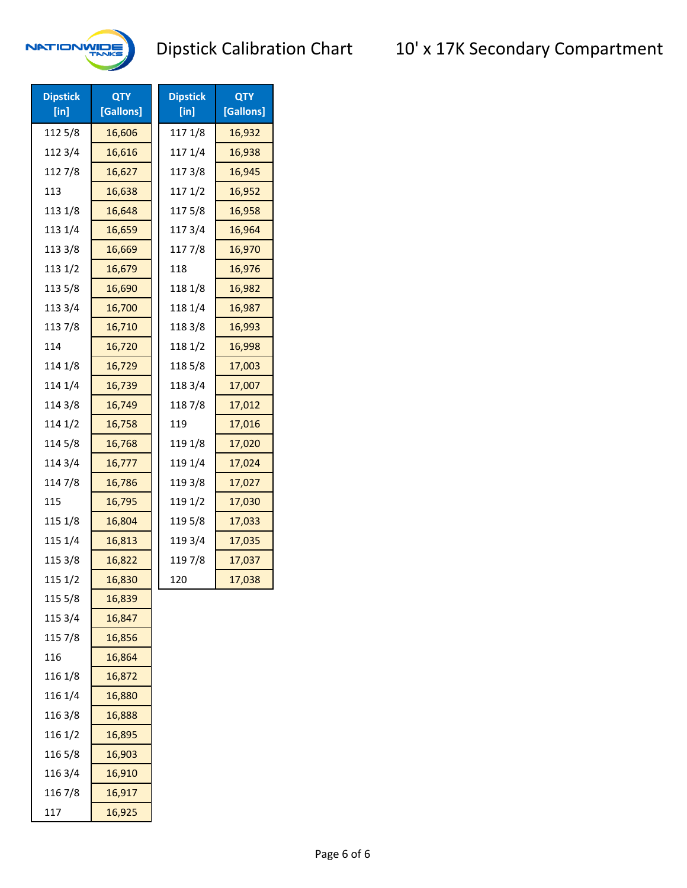# Dipstick Calibration Chart

## 10' x 17K Secondary Compartment

| Dipstick [in] | QTY [Gallons] |
|---|---|
| 112 5/8 | 16,606 |
| 112 3/4 | 16,616 |
| 112 7/8 | 16,627 |
| 113 | 16,638 |
| 113 1/8 | 16,648 |
| 113 1/4 | 16,659 |
| 113 3/8 | 16,669 |
| 113 1/2 | 16,679 |
| 113 5/8 | 16,690 |
| 113 3/4 | 16,700 |
| 113 7/8 | 16,710 |
| 114 | 16,720 |
| 114 1/8 | 16,729 |
| 114 1/4 | 16,739 |
| 114 3/8 | 16,749 |
| 114 1/2 | 16,758 |
| 114 5/8 | 16,768 |
| 114 3/4 | 16,777 |
| 114 7/8 | 16,786 |
| 115 | 16,795 |
| 115 1/8 | 16,804 |
| 115 1/4 | 16,813 |
| 115 3/8 | 16,822 |
| 115 1/2 | 16,830 |
| 115 5/8 | 16,839 |
| 115 3/4 | 16,847 |
| 115 7/8 | 16,856 |
| 116 | 16,864 |
| 116 1/8 | 16,872 |
| 116 1/4 | 16,880 |
| 116 3/8 | 16,888 |
| 116 1/2 | 16,895 |
| 116 5/8 | 16,903 |
| 116 3/4 | 16,910 |
| 116 7/8 | 16,917 |
| 117 | 16,925 |

| Dipstick [in] | QTY [Gallons] |
|---|---|
| 117 1/8 | 16,932 |
| 117 1/4 | 16,938 |
| 117 3/8 | 16,945 |
| 117 1/2 | 16,952 |
| 117 5/8 | 16,958 |
| 117 3/4 | 16,964 |
| 117 7/8 | 16,970 |
| 118 | 16,976 |
| 118 1/8 | 16,982 |
| 118 1/4 | 16,987 |
| 118 3/8 | 16,993 |
| 118 1/2 | 16,998 |
| 118 5/8 | 17,003 |
| 118 3/4 | 17,007 |
| 118 7/8 | 17,012 |
| 119 | 17,016 |
| 119 1/8 | 17,020 |
| 119 1/4 | 17,024 |
| 119 3/8 | 17,027 |
| 119 1/2 | 17,030 |
| 119 5/8 | 17,033 |
| 119 3/4 | 17,035 |
| 119 7/8 | 17,037 |
| 120 | 17,038 |